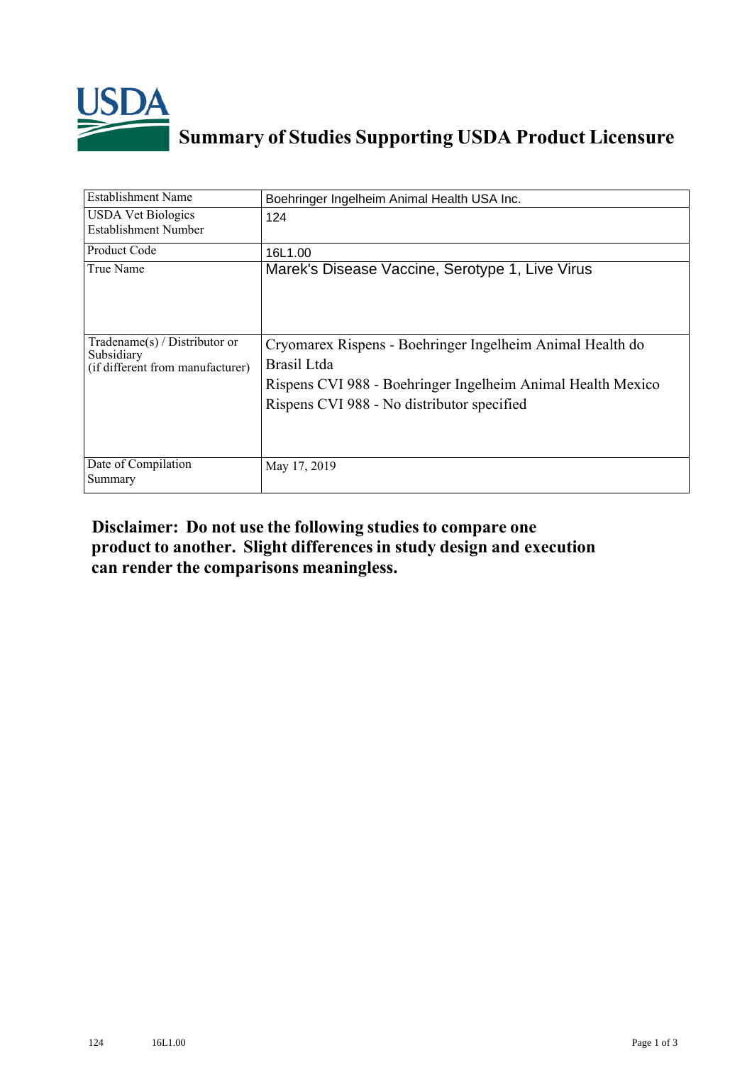# Summary of Studies Supporting USDA Product Licensure

| Establishment Name | Boehringer Ingelheim Animal Health USA Inc. |
| --- | --- |
| USDA Vet Biologics Establishment Number | 124 |
| Product Code | 16L1.00 |
| True Name | Marek's Disease Vaccine, Serotype 1, Live Virus |
| Tradename(s) / Distributor or Subsidiary (if different from manufacturer) | Cryomarex Rispens - Boehringer Ingelheim Animal Health do Brasil Ltda<br>Rispens CVI 988 - Boehringer Ingelheim Animal Health Mexico<br>Rispens CVI 988 - No distributor specified |
| Date of Compilation Summary | May 17, 2019 |

**Disclaimer: Do not use the following studies to compare one product to another. Slight differences in study design and execution can render the comparisons meaningless.**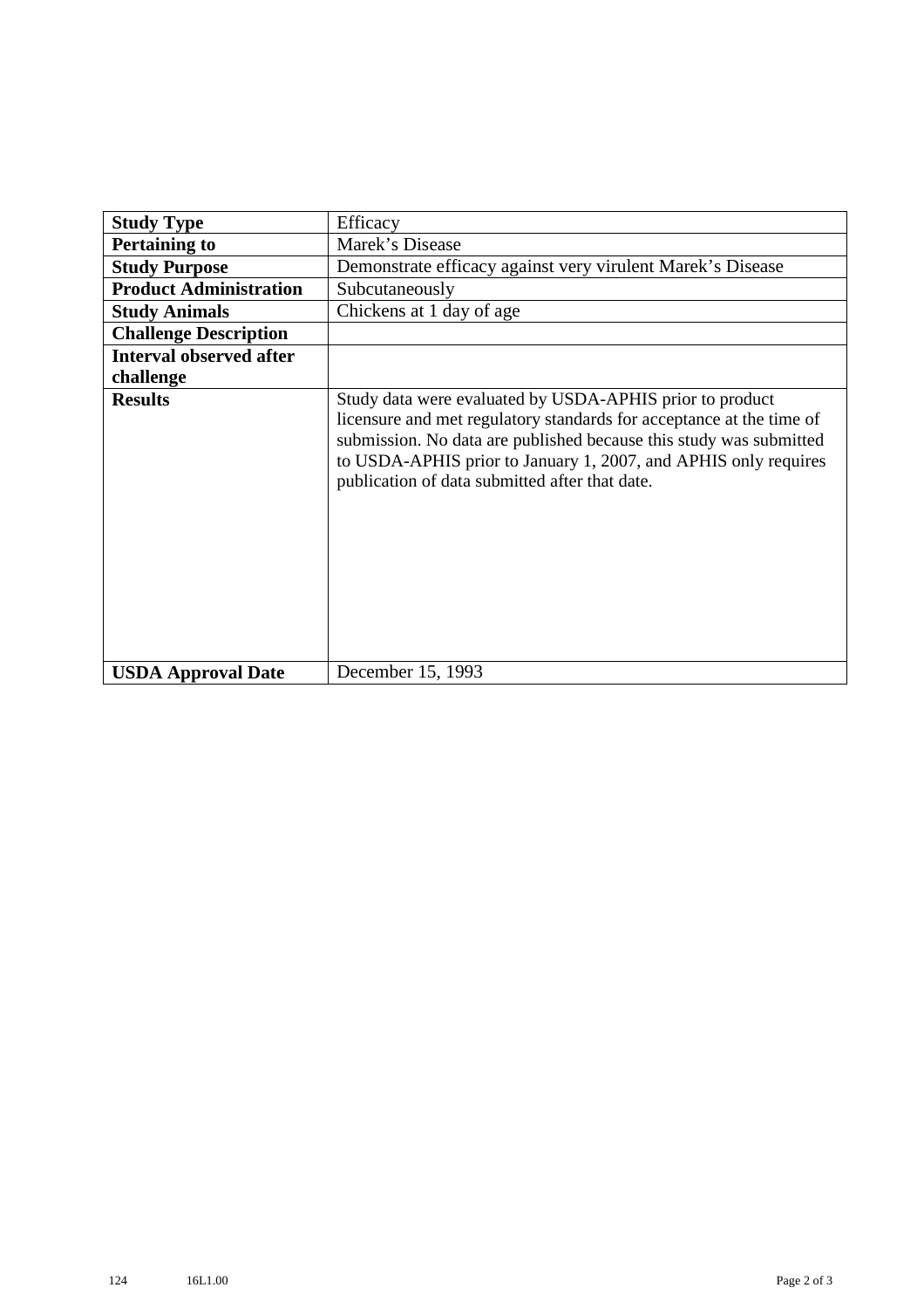| **Study Type** | Efficacy |
|---|---|
| **Pertaining to** | Marek's Disease |
| **Study Purpose** | Demonstrate efficacy against very virulent Marek's Disease |
| **Product Administration** | Subcutaneously |
| **Study Animals** | Chickens at 1 day of age |
| **Challenge Description** | |
| **Interval observed after challenge** | |
| **Results** | Study data were evaluated by USDA-APHIS prior to product licensure and met regulatory standards for acceptance at the time of submission. No data are published because this study was submitted to USDA-APHIS prior to January 1, 2007, and APHIS only requires publication of data submitted after that date. |
| **USDA Approval Date** | December 15, 1993 |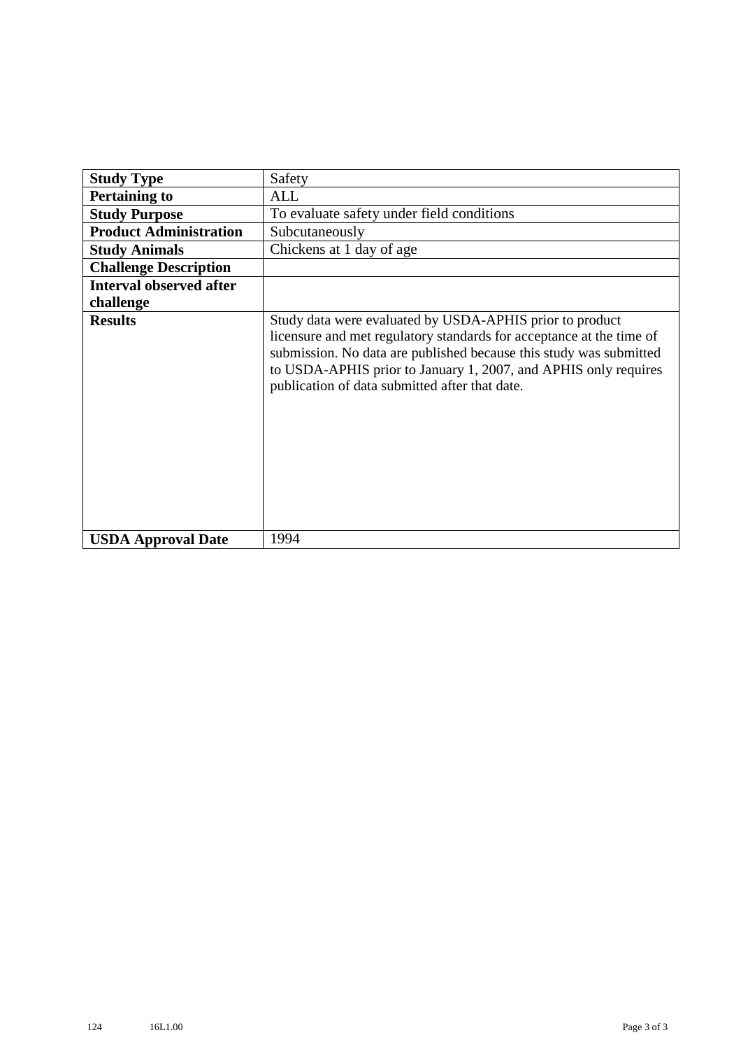| | |
|---|---|
| **Study Type** | Safety |
| **Pertaining to** | ALL |
| **Study Purpose** | To evaluate safety under field conditions |
| **Product Administration** | Subcutaneously |
| **Study Animals** | Chickens at 1 day of age |
| **Challenge Description** | |
| **Interval observed after challenge** | |
| **Results** | Study data were evaluated by USDA-APHIS prior to product licensure and met regulatory standards for acceptance at the time of submission. No data are published because this study was submitted to USDA-APHIS prior to January 1, 2007, and APHIS only requires publication of data submitted after that date. |
| **USDA Approval Date** | 1994 |